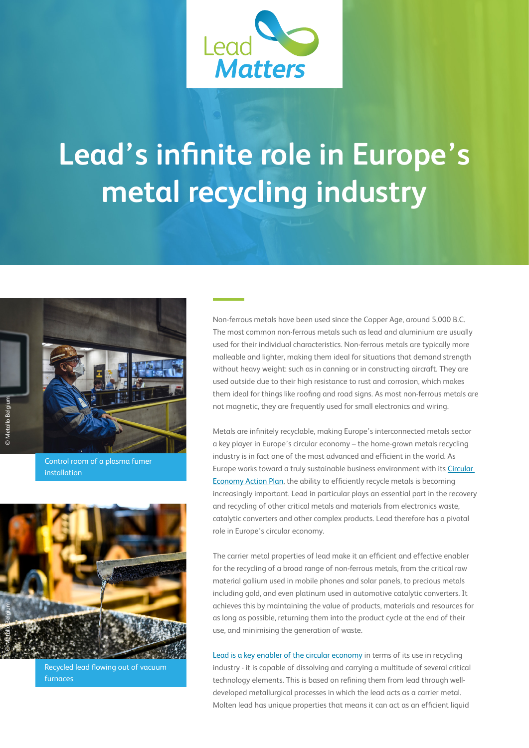# Lead's infinite role in Europe's metal recycling industry

Non-ferrous metals have been used since the Copper Age, around 5,000 B.C. The most common non-ferrous metals such as lead and aluminium are usually used for their individual characteristics. Non-ferrous metals are typically more malleable and lighter, making them ideal for situations that demand strength without heavy weight: such as in canning or in constructing aircraft. They are used outside due to their high resistance to rust and corrosion, which makes them ideal for things like roofing and road signs. As most non-ferrous metals are not magnetic, they are frequently used for small electronics and wiring.

Metals are infinitely recyclable, making Europe's interconnected metals sector a key player in Europe's circular economy – the home-grown metals recycling industry is in fact one of the most advanced and efficient in the world. As Europe works toward a truly sustainable business environment with its Circular Economy Action Plan, the ability to efficiently recycle metals is becoming increasingly important. Lead in particular plays an essential part in the recovery and recycling of other critical metals and materials from electronics waste, catalytic converters and other complex products. Lead therefore has a pivotal role in Europe's circular economy.

The carrier metal properties of lead make it an efficient and effective enabler for the recycling of a broad range of non-ferrous metals, from the critical raw material gallium used in mobile phones and solar panels, to precious metals including gold, and even platinum used in automotive catalytic converters. It achieves this by maintaining the value of products, materials and resources for as long as possible, returning them into the product cycle at the end of their use, and minimising the generation of waste.

Lead is a key enabler of the circular economy in terms of its use in recycling industry - it is capable of dissolving and carrying a multitude of several critical technology elements. This is based on refining them from lead through well-developed metallurgical processes in which the lead acts as a carrier metal. Molten lead has unique properties that means it can act as an efficient liquid

Control room of a plasma fumer installation

Recycled lead flowing out of vacuum furnaces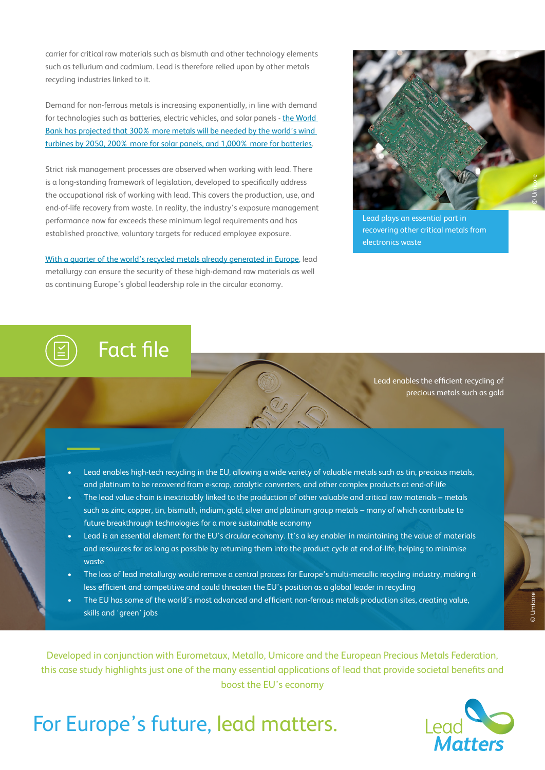carrier for critical raw materials such as bismuth and other technology elements such as tellurium and cadmium. Lead is therefore relied upon by other metals recycling industries linked to it.

Demand for non-ferrous metals is increasing exponentially, in line with demand for technologies such as batteries, electric vehicles, and solar panels - the World Bank has projected that 300% more metals will be needed by the world's wind turbines by 2050, 200% more for solar panels, and 1,000% more for batteries.

Strict risk management processes are observed when working with lead. There is a long-standing framework of legislation, developed to specifically address the occupational risk of working with lead. This covers the production, use, and end-of-life recovery from waste. In reality, the industry's exposure management performance now far exceeds these minimum legal requirements and has established proactive, voluntary targets for reduced employee exposure.

With a quarter of the world's recycled metals already generated in Europe, lead metallurgy can ensure the security of these high-demand raw materials as well as continuing Europe's global leadership role in the circular economy.

Lead plays an essential part in recovering other critical metals from electronics waste

© Umicore

## Fact file

Lead enables the efficient recycling of precious metals such as gold

- Lead enables high-tech recycling in the EU, allowing a wide variety of valuable metals such as tin, precious metals, and platinum to be recovered from e-scrap, catalytic converters, and other complex products at end-of-life
- The lead value chain is inextricably linked to the production of other valuable and critical raw materials – metals such as zinc, copper, tin, bismuth, indium, gold, silver and platinum group metals – many of which contribute to future breakthrough technologies for a more sustainable economy
- Lead is an essential element for the EU's circular economy. It's a key enabler in maintaining the value of materials and resources for as long as possible by returning them into the product cycle at end-of-life, helping to minimise waste
- The loss of lead metallurgy would remove a central process for Europe's multi-metallic recycling industry, making it less efficient and competitive and could threaten the EU's position as a global leader in recycling
- The EU has some of the world's most advanced and efficient non-ferrous metals production sites, creating value, skills and 'green' jobs

© Umicore

Developed in conjunction with Eurometaux, Metallo, Umicore and the European Precious Metals Federation, this case study highlights just one of the many essential applications of lead that provide societal benefits and boost the EU's economy

For Europe's future, lead matters.

Lead Matters